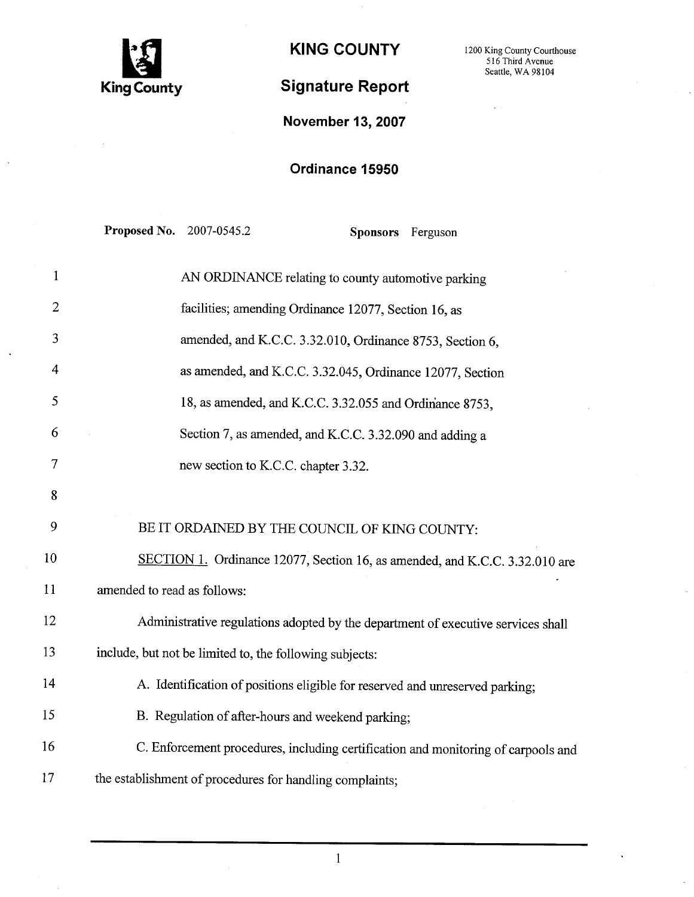King County

# KING COUNTY

## Signature Report

**November 13, 2007**

**Ordinance 15950**

1200 King County Courthouse
516 Third Avenue
Seattle, WA 98104

**Proposed No.** 2007-0545.2 **Sponsors** Ferguson

AN ORDINANCE relating to county automotive parking facilities; amending Ordinance 12077, Section 16, as amended, and K.C.C. 3.32.010, Ordinance 8753, Section 6, as amended, and K.C.C. 3.32.045, Ordinance 12077, Section 18, as amended, and K.C.C. 3.32.055 and Ordinance 8753, Section 7, as amended, and K.C.C. 3.32.090 and adding a new section to K.C.C. chapter 3.32.

BE IT ORDAINED BY THE COUNCIL OF KING COUNTY:

SECTION 1. Ordinance 12077, Section 16, as amended, and K.C.C. 3.32.010 are amended to read as follows:

Administrative regulations adopted by the department of executive services shall include, but not be limited to, the following subjects:

A. Identification of positions eligible for reserved and unreserved parking;

B. Regulation of after-hours and weekend parking;

C. Enforcement procedures, including certification and monitoring of carpools and the establishment of procedures for handling complaints;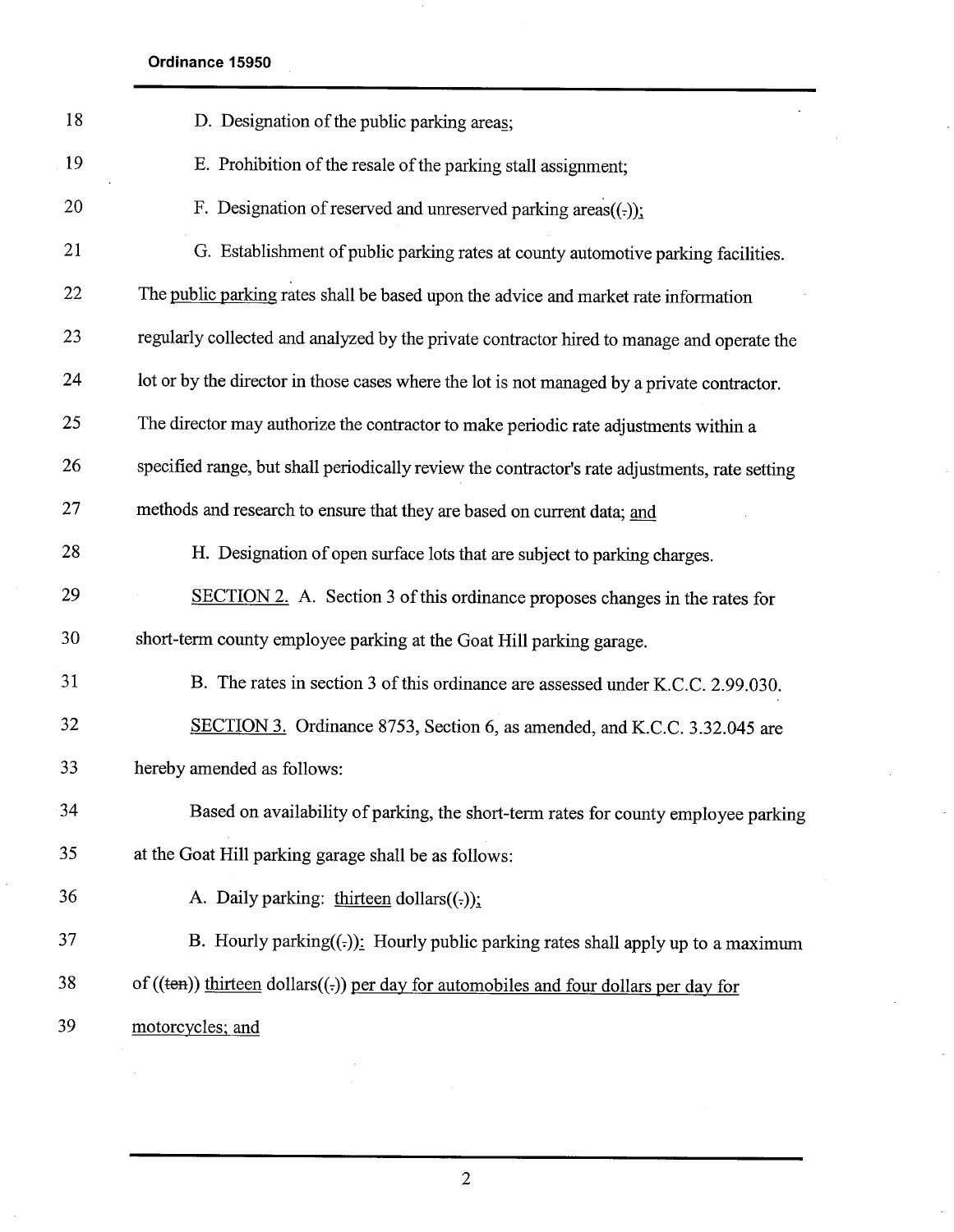18 D. Designation of the public parking areas;

19 E. Prohibition of the resale of the parking stall assignment;

20 F. Designation of reserved and unreserved parking areas((.));

21 G. Establishment of public parking rates at county automotive parking facilities.

22 The public parking rates shall be based upon the advice and market rate information

23 regularly collected and analyzed by the private contractor hired to manage and operate the

24 lot or by the director in those cases where the lot is not managed by a private contractor.

25 The director may authorize the contractor to make periodic rate adjustments within a

26 specified range, but shall periodically review the contractor's rate adjustments, rate setting

27 methods and research to ensure that they are based on current data; and

28 H. Designation of open surface lots that are subject to parking charges.

29 SECTION 2. A. Section 3 of this ordinance proposes changes in the rates for

30 short-term county employee parking at the Goat Hill parking garage.

31 B. The rates in section 3 of this ordinance are assessed under K.C.C. 2.99.030.

32 SECTION 3. Ordinance 8753, Section 6, as amended, and K.C.C. 3.32.045 are

33 hereby amended as follows:

34 Based on availability of parking, the short-term rates for county employee parking

35 at the Goat Hill parking garage shall be as follows:

36 A. Daily parking: thirteen dollars((.));

37 B. Hourly parking((.)): Hourly public parking rates shall apply up to a maximum

38 of ((~~ten~~)) thirteen dollars((.)) per day for automobiles and four dollars per day for

39 motorcycles; and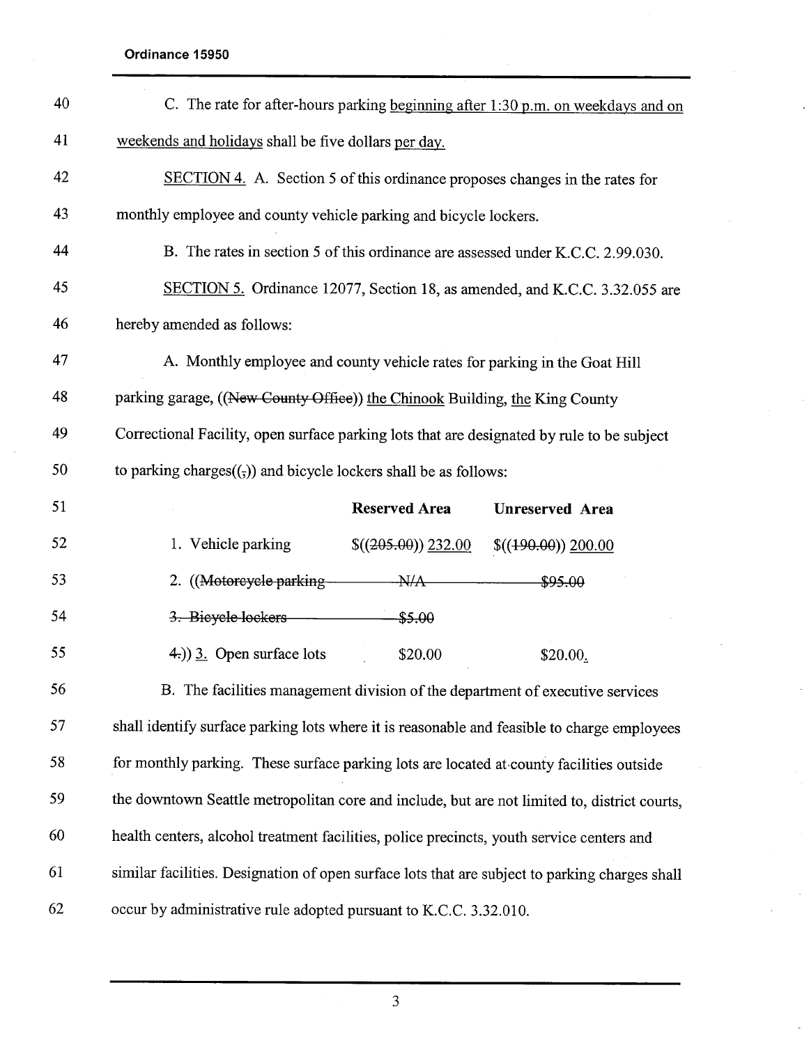C. The rate for after-hours parking beginning after 1:30 p.m. on weekdays and on weekends and holidays shall be five dollars per day.

SECTION 4. A. Section 5 of this ordinance proposes changes in the rates for monthly employee and county vehicle parking and bicycle lockers.

B. The rates in section 5 of this ordinance are assessed under K.C.C. 2.99.030.

SECTION 5. Ordinance 12077, Section 18, as amended, and K.C.C. 3.32.055 are hereby amended as follows:

A. Monthly employee and county vehicle rates for parking in the Goat Hill parking garage, ((~~New County Office~~)) the Chinook Building, the King County Correctional Facility, open surface parking lots that are designated by rule to be subject to parking charges((~~,~~)) and bicycle lockers shall be as follows:

| | Reserved Area | Unreserved Area |
|---|---|---|
| 1. Vehicle parking | $((~~205.00~~)) 232.00 | $((~~190.00~~)) 200.00 |
| 2. ((~~Motorcycle parking~~ | ~~N/A~~ | ~~$95.00~~ |
| ~~3. Bicycle lockers~~ | ~~$5.00~~ | |
| ~~4.~~)) 3. Open surface lots | $20.00 | $20.00. |

B. The facilities management division of the department of executive services shall identify surface parking lots where it is reasonable and feasible to charge employees for monthly parking. These surface parking lots are located at county facilities outside the downtown Seattle metropolitan core and include, but are not limited to, district courts, health centers, alcohol treatment facilities, police precincts, youth service centers and similar facilities. Designation of open surface lots that are subject to parking charges shall occur by administrative rule adopted pursuant to K.C.C. 3.32.010.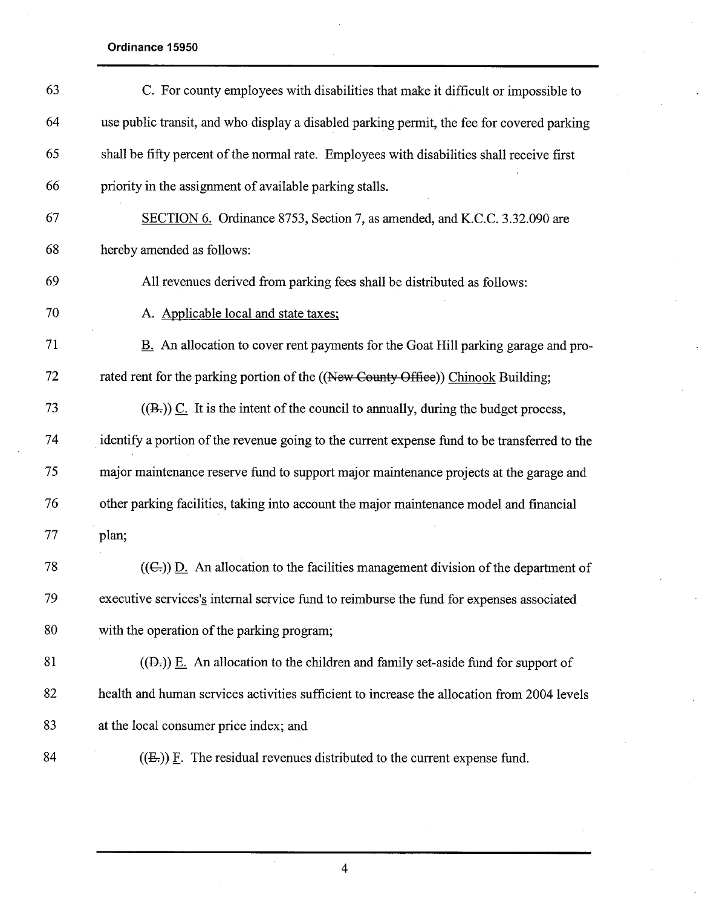C. For county employees with disabilities that make it difficult or impossible to use public transit, and who display a disabled parking permit, the fee for covered parking shall be fifty percent of the normal rate. Employees with disabilities shall receive first priority in the assignment of available parking stalls.

SECTION 6. Ordinance 8753, Section 7, as amended, and K.C.C. 3.32.090 are hereby amended as follows:

All revenues derived from parking fees shall be distributed as follows:

A. Applicable local and state taxes;

B. An allocation to cover rent payments for the Goat Hill parking garage and pro-rated rent for the parking portion of the ((~~New County Office~~)) Chinook Building;

((~~B.~~)) C. It is the intent of the council to annually, during the budget process, identify a portion of the revenue going to the current expense fund to be transferred to the major maintenance reserve fund to support major maintenance projects at the garage and other parking facilities, taking into account the major maintenance model and financial plan;

((~~C.~~)) D. An allocation to the facilities management division of the department of executive services's internal service fund to reimburse the fund for expenses associated with the operation of the parking program;

((~~D.~~)) E. An allocation to the children and family set-aside fund for support of health and human services activities sufficient to increase the allocation from 2004 levels at the local consumer price index; and

((~~E.~~)) F. The residual revenues distributed to the current expense fund.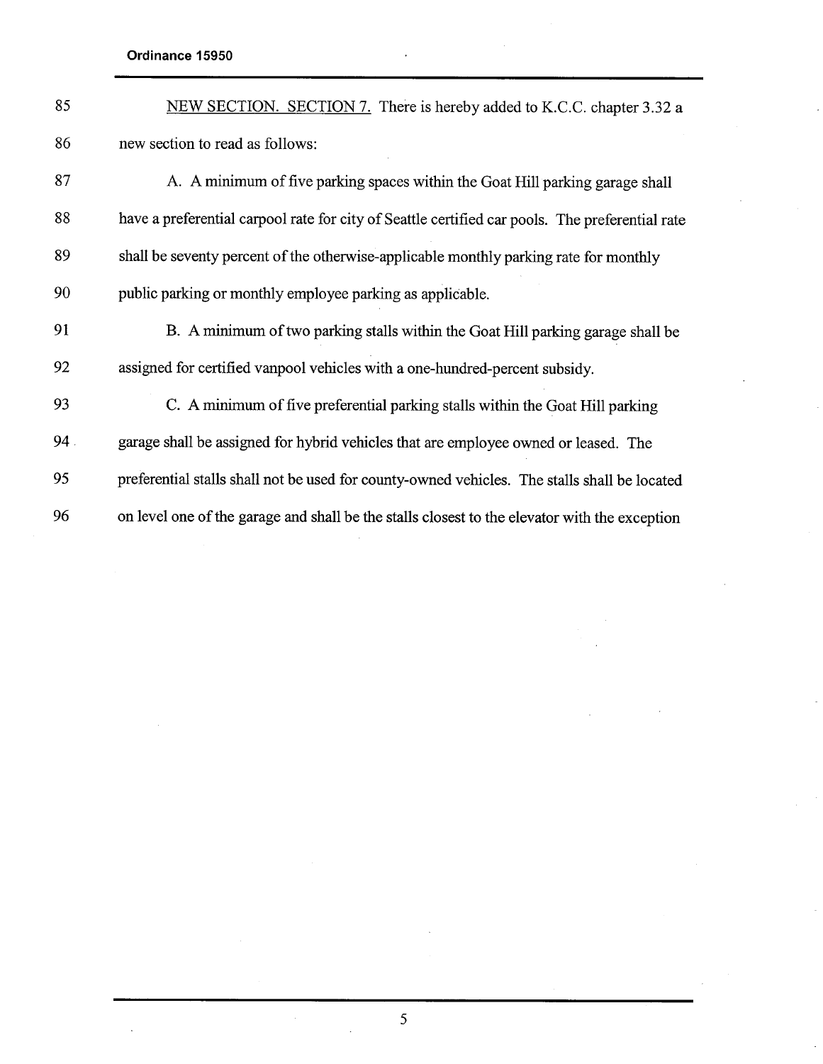NEW SECTION. SECTION 7. There is hereby added to K.C.C. chapter 3.32 a new section to read as follows:

A. A minimum of five parking spaces within the Goat Hill parking garage shall have a preferential carpool rate for city of Seattle certified car pools. The preferential rate shall be seventy percent of the otherwise-applicable monthly parking rate for monthly public parking or monthly employee parking as applicable.

B. A minimum of two parking stalls within the Goat Hill parking garage shall be assigned for certified vanpool vehicles with a one-hundred-percent subsidy.

C. A minimum of five preferential parking stalls within the Goat Hill parking garage shall be assigned for hybrid vehicles that are employee owned or leased. The preferential stalls shall not be used for county-owned vehicles. The stalls shall be located on level one of the garage and shall be the stalls closest to the elevator with the exception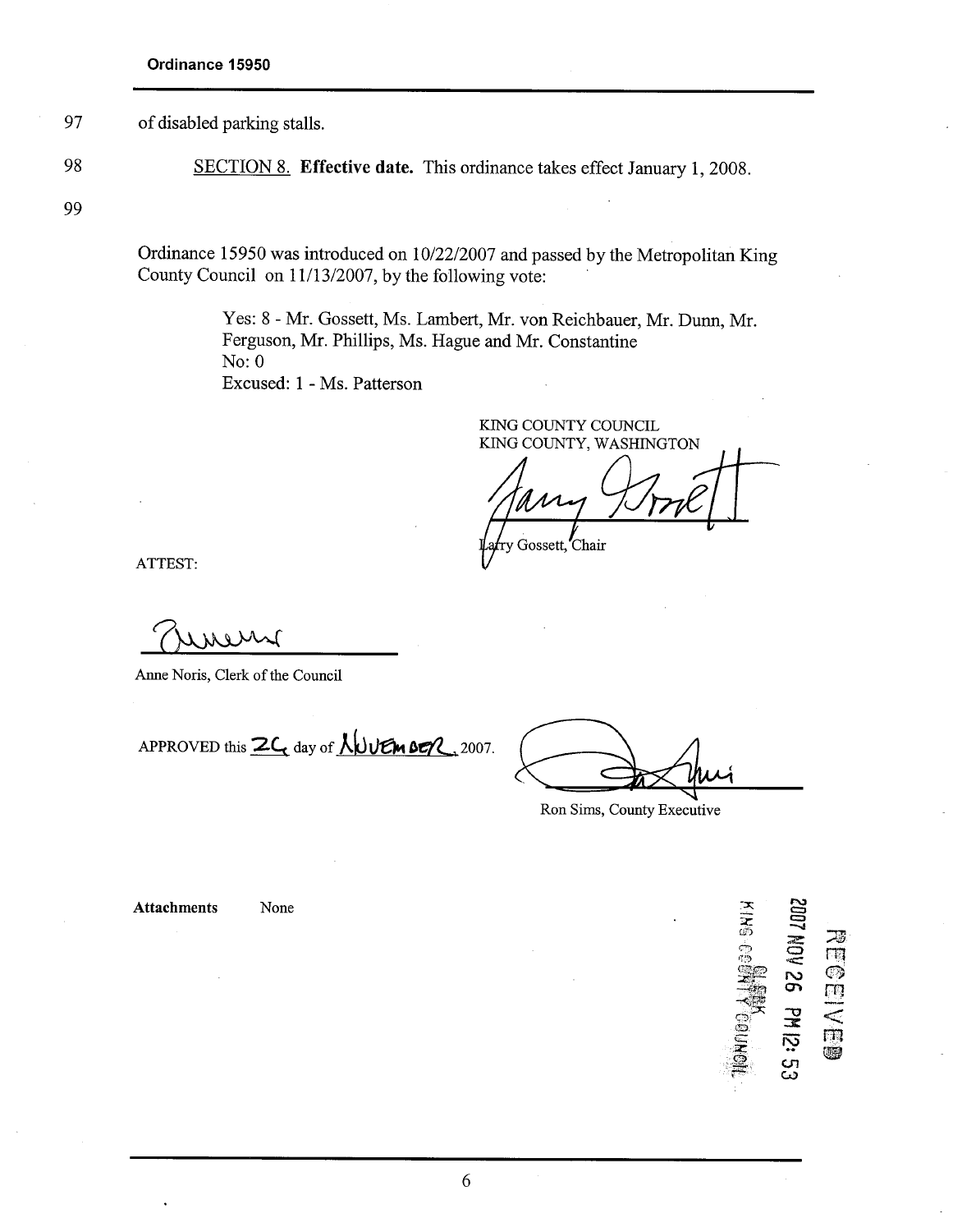97 of disabled parking stalls.

98 SECTION 8. **Effective date.** This ordinance takes effect January 1, 2008.

99

Ordinance 15950 was introduced on 10/22/2007 and passed by the Metropolitan King County Council on 11/13/2007, by the following vote:

Yes: 8 - Mr. Gossett, Ms. Lambert, Mr. von Reichbauer, Mr. Dunn, Mr. Ferguson, Mr. Phillips, Ms. Hague and Mr. Constantine
No: 0
Excused: 1 - Ms. Patterson

KING COUNTY COUNCIL
KING COUNTY, WASHINGTON

Larry Gossett, Chair

ATTEST:

Anne Noris, Clerk of the Council

APPROVED this 26 day of NOVEMBER, 2007.

Ron Sims, County Executive

**Attachments** None

RECEIVED
2007 NOV 26 PM 12: 53
CLERK
KING COUNTY COUNCIL